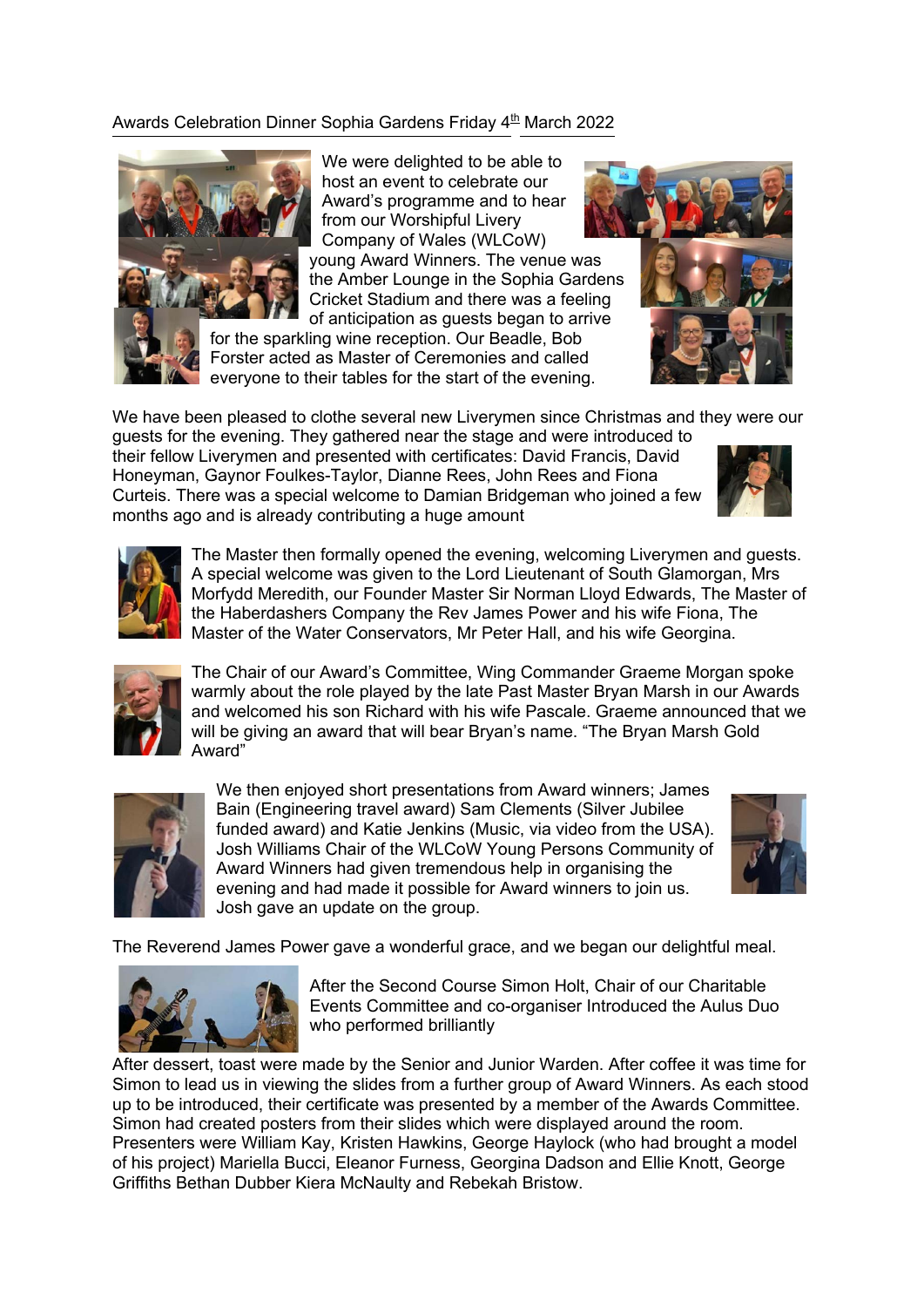Awards Celebration Dinner Sophia Gardens Friday 4th March 2022

We were delighted to be able to host an event to celebrate our Award's programme and to hear from our Worshipful Livery Company of Wales (WLCoW) young Award Winners. The venue was the Amber Lounge in the Sophia Gardens Cricket Stadium and there was a feeling of anticipation as guests began to arrive for the sparkling wine reception. Our Beadle, Bob Forster acted as Master of Ceremonies and called everyone to their tables for the start of the evening.

We have been pleased to clothe several new Liverymen since Christmas and they were our guests for the evening. They gathered near the stage and were introduced to their fellow Liverymen and presented with certificates: David Francis, David Honeyman, Gaynor Foulkes-Taylor, Dianne Rees, John Rees and Fiona Curteis. There was a special welcome to Damian Bridgeman who joined a few months ago and is already contributing a huge amount

The Master then formally opened the evening, welcoming Liverymen and guests. A special welcome was given to the Lord Lieutenant of South Glamorgan, Mrs Morfydd Meredith, our Founder Master Sir Norman Lloyd Edwards, The Master of the Haberdashers Company the Rev James Power and his wife Fiona, The Master of the Water Conservators, Mr Peter Hall, and his wife Georgina.

The Chair of our Award's Committee, Wing Commander Graeme Morgan spoke warmly about the role played by the late Past Master Bryan Marsh in our Awards and welcomed his son Richard with his wife Pascale. Graeme announced that we will be giving an award that will bear Bryan's name. "The Bryan Marsh Gold Award"

We then enjoyed short presentations from Award winners; James Bain (Engineering travel award) Sam Clements (Silver Jubilee funded award) and Katie Jenkins (Music, via video from the USA). Josh Williams Chair of the WLCoW Young Persons Community of Award Winners had given tremendous help in organising the evening and had made it possible for Award winners to join us. Josh gave an update on the group.

The Reverend James Power gave a wonderful grace, and we began our delightful meal.

After the Second Course Simon Holt, Chair of our Charitable Events Committee and co-organiser Introduced the Aulus Duo who performed brilliantly

After dessert, toast were made by the Senior and Junior Warden. After coffee it was time for Simon to lead us in viewing the slides from a further group of Award Winners. As each stood up to be introduced, their certificate was presented by a member of the Awards Committee. Simon had created posters from their slides which were displayed around the room. Presenters were William Kay, Kristen Hawkins, George Haylock (who had brought a model of his project) Mariella Bucci, Eleanor Furness, Georgina Dadson and Ellie Knott, George Griffiths Bethan Dubber Kiera McNaulty and Rebekah Bristow.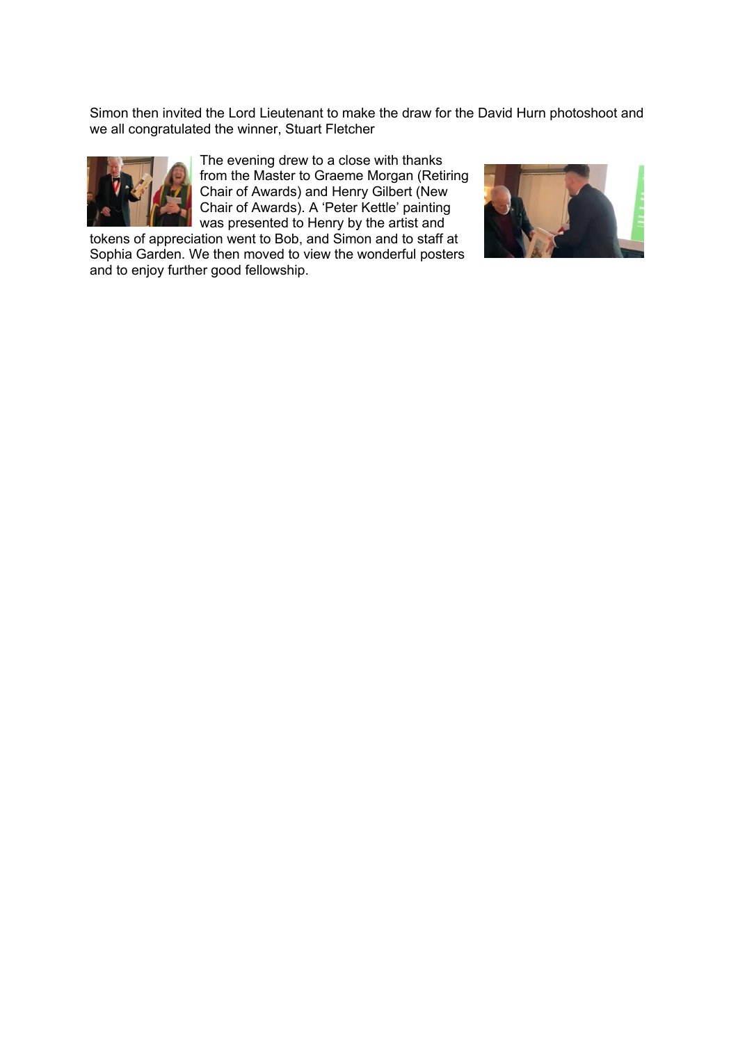Simon then invited the Lord Lieutenant to make the draw for the David Hurn photoshoot and we all congratulated the winner, Stuart Fletcher

The evening drew to a close with thanks from the Master to Graeme Morgan (Retiring Chair of Awards) and Henry Gilbert (New Chair of Awards). A 'Peter Kettle' painting was presented to Henry by the artist and tokens of appreciation went to Bob, and Simon and to staff at Sophia Garden. We then moved to view the wonderful posters and to enjoy further good fellowship.